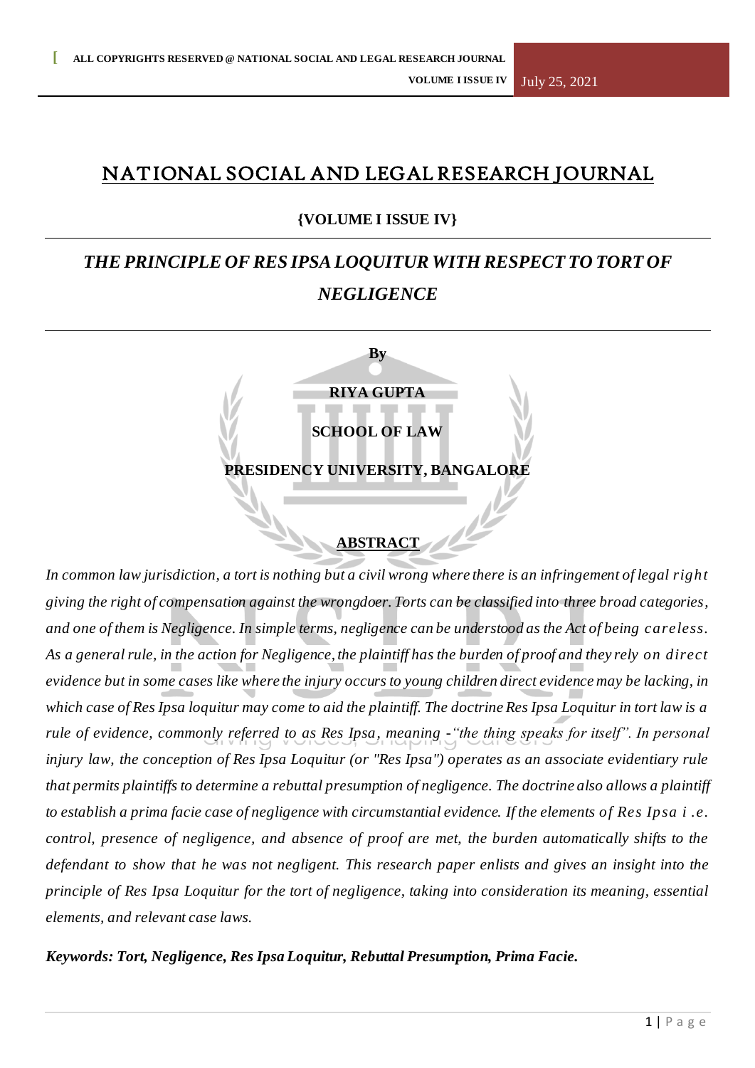# NATIONAL SOCIAL AND LEGAL RESEARCH JOURNAL

**{VOLUME I ISSUE IV}**

## *THE PRINCIPLE OF RES IPSA LOQUITUR WITH RESPECT TO TORT OF NEGLIGENCE*

**By**

**RIYA GUPTA**

**SCHOOL OF LAW**

**PRESIDENCY UNIVERSITY, BANGALORE**

### ABSTRACT

*In common law jurisdiction, a tort is nothing but a civil wrong where there is an infringement of legal right giving the right of compensation against the wrongdoer. Torts can be classified into three broad categories, and one of them is Negligence. In simple terms, negligence can be understood as the Act of being careless. As a general rule, in the action for Negligence, the plaintiff has the burden of proof and they rely on direct evidence but in some cases like where the injury occurs to young children direct evidence may be lacking, in which case of Res Ipsa loquitur may come to aid the plaintiff. The doctrine Res Ipsa Loquitur in tort law is a rule of evidence, commonly referred to as Res Ipsa, meaning -"the thing speaks for itself". In personal injury law, the conception of Res Ipsa Loquitur (or "Res Ipsa") operates as an associate evidentiary rule that permits plaintiffs to determine a rebuttal presumption of negligence. The doctrine also allows a plaintiff to establish a prima facie case of negligence with circumstantial evidence. If the elements of Res Ipsa i .e. control, presence of negligence, and absence of proof are met, the burden automatically shifts to the defendant to show that he was not negligent. This research paper enlists and gives an insight into the principle of Res Ipsa Loquitur for the tort of negligence, taking into consideration its meaning, essential elements, and relevant case laws.*

***Keywords: Tort, Negligence, Res Ipsa Loquitur, Rebuttal Presumption, Prima Facie.***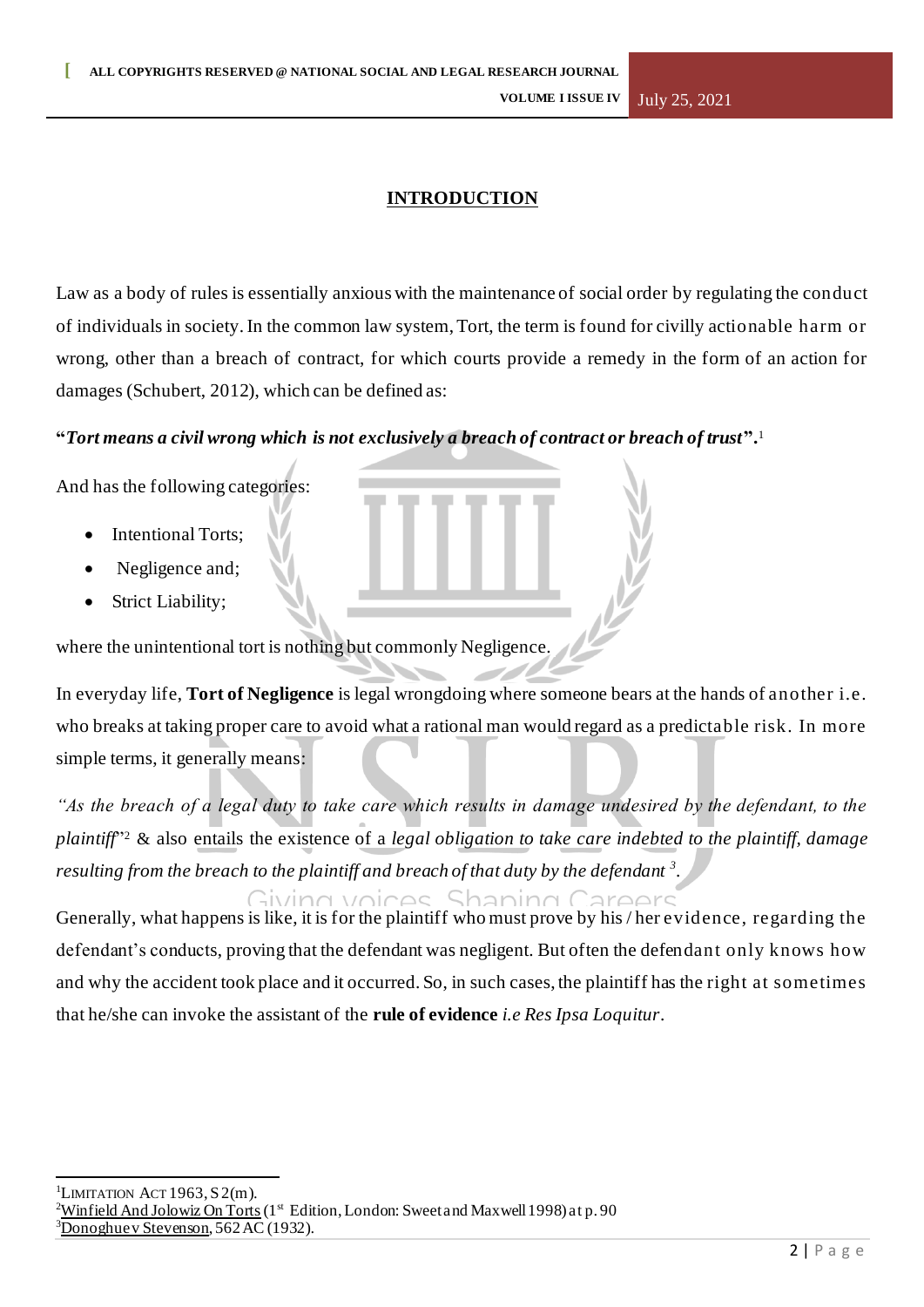## INTRODUCTION

Law as a body of rules is essentially anxious with the maintenance of social order by regulating the conduct of individuals in society. In the common law system, Tort, the term is found for civilly actionable harm or wrong, other than a breach of contract, for which courts provide a remedy in the form of an action for damages (Schubert, 2012), which can be defined as:

**"*Tort means a civil wrong which is not exclusively a breach of contract or breach of trust*".**[1]

And has the following categories:

- Intentional Torts;
- Negligence and;
- Strict Liability;

where the unintentional tort is nothing but commonly Negligence.

In everyday life, **Tort of Negligence** is legal wrongdoing where someone bears at the hands of another i.e. who breaks at taking proper care to avoid what a rational man would regard as a predictable risk. In more simple terms, it generally means:

*"As the breach of a legal duty to take care which results in damage undesired by the defendant, to the plaintiff"*[2] & also entails the existence of a *legal obligation to take care indebted to the plaintiff, damage resulting from the breach to the plaintiff and breach of that duty by the defendant*[3].

Generally, what happens is like, it is for the plaintiff who must prove by his / her evidence, regarding the defendant's conducts, proving that the defendant was negligent. But often the defendant only knows how and why the accident took place and it occurred. So, in such cases, the plaintiff has the right at sometimes that he/she can invoke the assistant of the **rule of evidence** *i.e Res Ipsa Loquitur*.

---

[1] LIMITATION ACT 1963, S 2(m).

[2] Winfield And Jolowicz On Torts (1st Edition, London: Sweet and Maxwell 1998) at p. 90

[3] Donoghue v Stevenson, 562 AC (1932).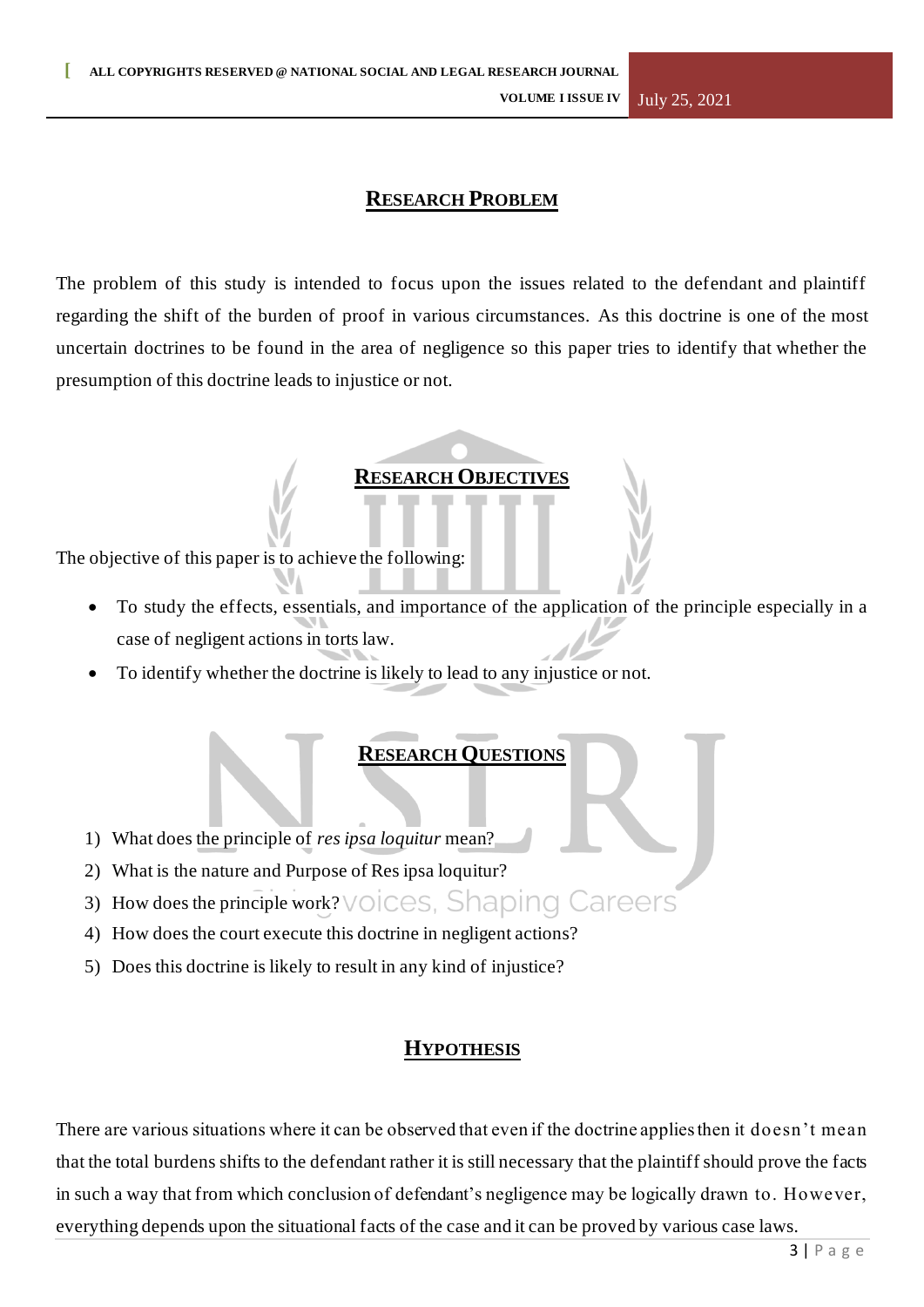## RESEARCH PROBLEM

The problem of this study is intended to focus upon the issues related to the defendant and plaintiff regarding the shift of the burden of proof in various circumstances. As this doctrine is one of the most uncertain doctrines to be found in the area of negligence so this paper tries to identify that whether the presumption of this doctrine leads to injustice or not.

## RESEARCH OBJECTIVES

The objective of this paper is to achieve the following:

- To study the effects, essentials, and importance of the application of the principle especially in a case of negligent actions in torts law.
- To identify whether the doctrine is likely to lead to any injustice or not.

## RESEARCH QUESTIONS

1) What does the principle of *res ipsa loquitur* mean?
2) What is the nature and Purpose of Res ipsa loquitur?
3) How does the principle work?
4) How does the court execute this doctrine in negligent actions?
5) Does this doctrine is likely to result in any kind of injustice?

## HYPOTHESIS

There are various situations where it can be observed that even if the doctrine applies then it doesn't mean that the total burdens shifts to the defendant rather it is still necessary that the plaintiff should prove the facts in such a way that from which conclusion of defendant's negligence may be logically drawn to. However, everything depends upon the situational facts of the case and it can be proved by various case laws.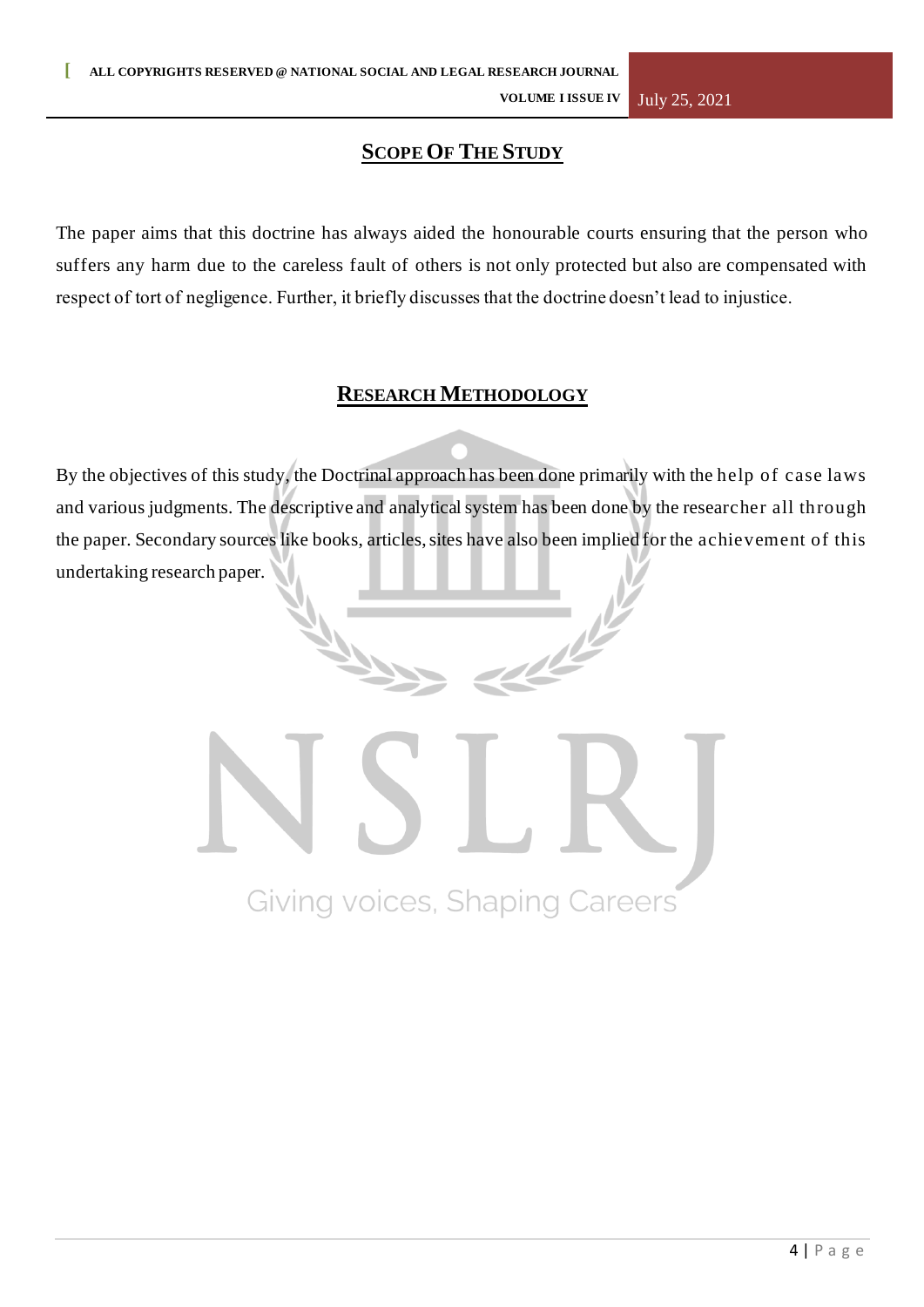## SCOPE OF THE STUDY

The paper aims that this doctrine has always aided the honourable courts ensuring that the person who suffers any harm due to the careless fault of others is not only protected but also are compensated with respect of tort of negligence. Further, it briefly discusses that the doctrine doesn't lead to injustice.

## RESEARCH METHODOLOGY

By the objectives of this study, the Doctrinal approach has been done primarily with the help of case laws and various judgments. The descriptive and analytical system has been done by the researcher all through the paper. Secondary sources like books, articles, sites have also been implied for the achievement of this undertaking research paper.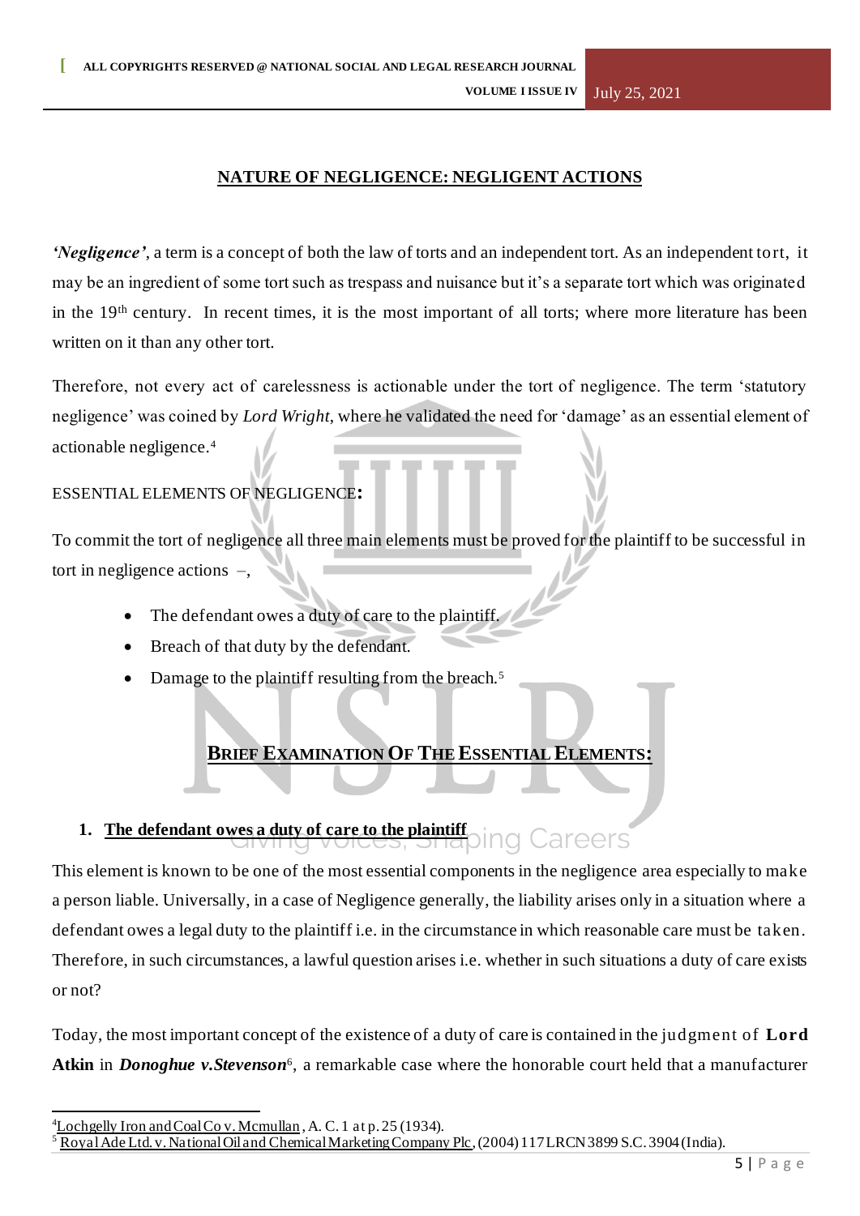## NATURE OF NEGLIGENCE: NEGLIGENT ACTIONS

***'Negligence'***, a term is a concept of both the law of torts and an independent tort. As an independent tort, it may be an ingredient of some tort such as trespass and nuisance but it's a separate tort which was originated in the 19th century. In recent times, it is the most important of all torts; where more literature has been written on it than any other tort.

Therefore, not every act of carelessness is actionable under the tort of negligence. The term 'statutory negligence' was coined by *Lord Wright*, where he validated the need for 'damage' as an essential element of actionable negligence.[4]

ESSENTIAL ELEMENTS OF NEGLIGENCE**:**

To commit the tort of negligence all three main elements must be proved for the plaintiff to be successful in tort in negligence actions –,

- The defendant owes a duty of care to the plaintiff.
- Breach of that duty by the defendant.
- Damage to the plaintiff resulting from the breach.[5]

## BRIEF EXAMINATION OF THE ESSENTIAL ELEMENTS:

### 1. The defendant owes a duty of care to the plaintiff

This element is known to be one of the most essential components in the negligence area especially to make a person liable. Universally, in a case of Negligence generally, the liability arises only in a situation where a defendant owes a legal duty to the plaintiff i.e. in the circumstance in which reasonable care must be taken. Therefore, in such circumstances, a lawful question arises i.e. whether in such situations a duty of care exists or not?

Today, the most important concept of the existence of a duty of care is contained in the judgment of **Lord Atkin** in ***Donoghue v.Stevenson***[6], a remarkable case where the honorable court held that a manufacturer

---

[4] Lochgelly Iron and Coal Co v. Mcmullan, A. C. 1 at p. 25 (1934).

[5] Royal Ade Ltd. v. National Oil and Chemical Marketing Company Plc, (2004) 117 LRCN 3899 S.C. 3904 (India).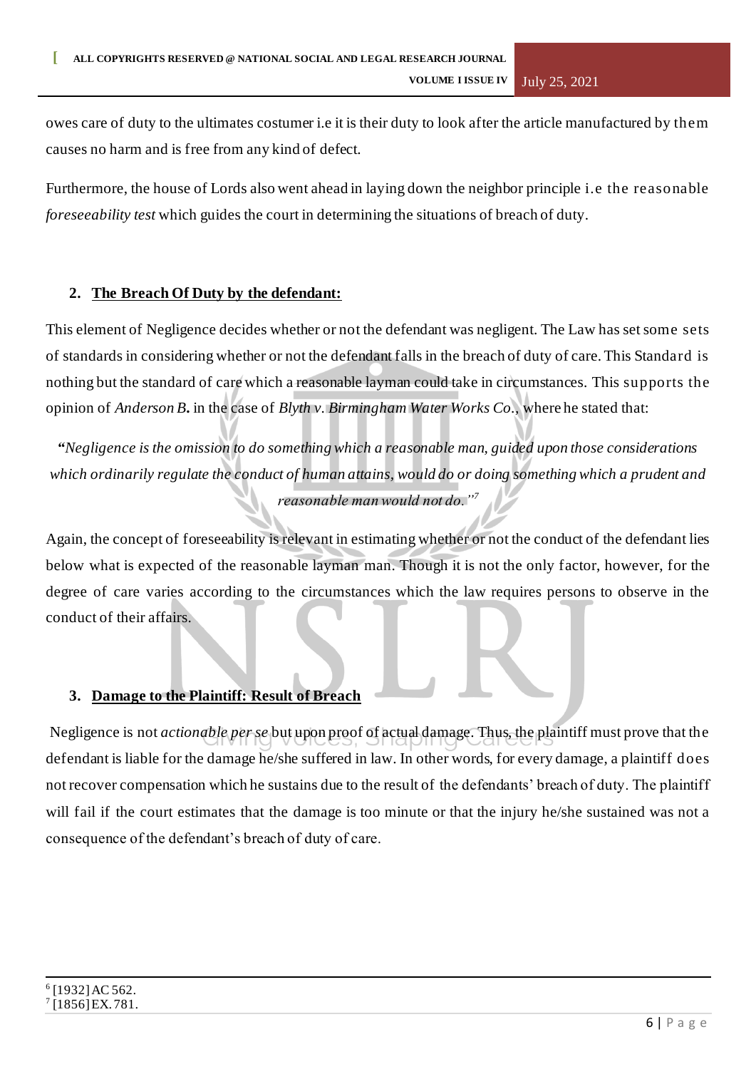owes care of duty to the ultimates costumer i.e it is their duty to look after the article manufactured by them causes no harm and is free from any kind of defect.

Furthermore, the house of Lords also went ahead in laying down the neighbor principle i.e the reasonable *foreseeability test* which guides the court in determining the situations of breach of duty.

### 2. The Breach Of Duty by the defendant:

This element of Negligence decides whether or not the defendant was negligent. The Law has set some sets of standards in considering whether or not the defendant falls in the breach of duty of care. This Standard is nothing but the standard of care which a reasonable layman could take in circumstances. This supports the opinion of *Anderson B.* in the case of *Blyth v. Birmingham Water Works Co.*, where he stated that:

> *"Negligence is the omission to do something which a reasonable man, guided upon those considerations which ordinarily regulate the conduct of human attains, would do or doing something which a prudent and reasonable man would not do."*[7]

Again, the concept of foreseeability is relevant in estimating whether or not the conduct of the defendant lies below what is expected of the reasonable layman man. Though it is not the only factor, however, for the degree of care varies according to the circumstances which the law requires persons to observe in the conduct of their affairs.

### 3. Damage to the Plaintiff: Result of Breach

Negligence is not *actionable per se* but upon proof of actual damage. Thus, the plaintiff must prove that the defendant is liable for the damage he/she suffered in law. In other words, for every damage, a plaintiff does not recover compensation which he sustains due to the result of the defendants' breach of duty. The plaintiff will fail if the court estimates that the damage is too minute or that the injury he/she sustained was not a consequence of the defendant's breach of duty of care.

---

[6] [1932] AC 562.

[7] [1856] EX. 781.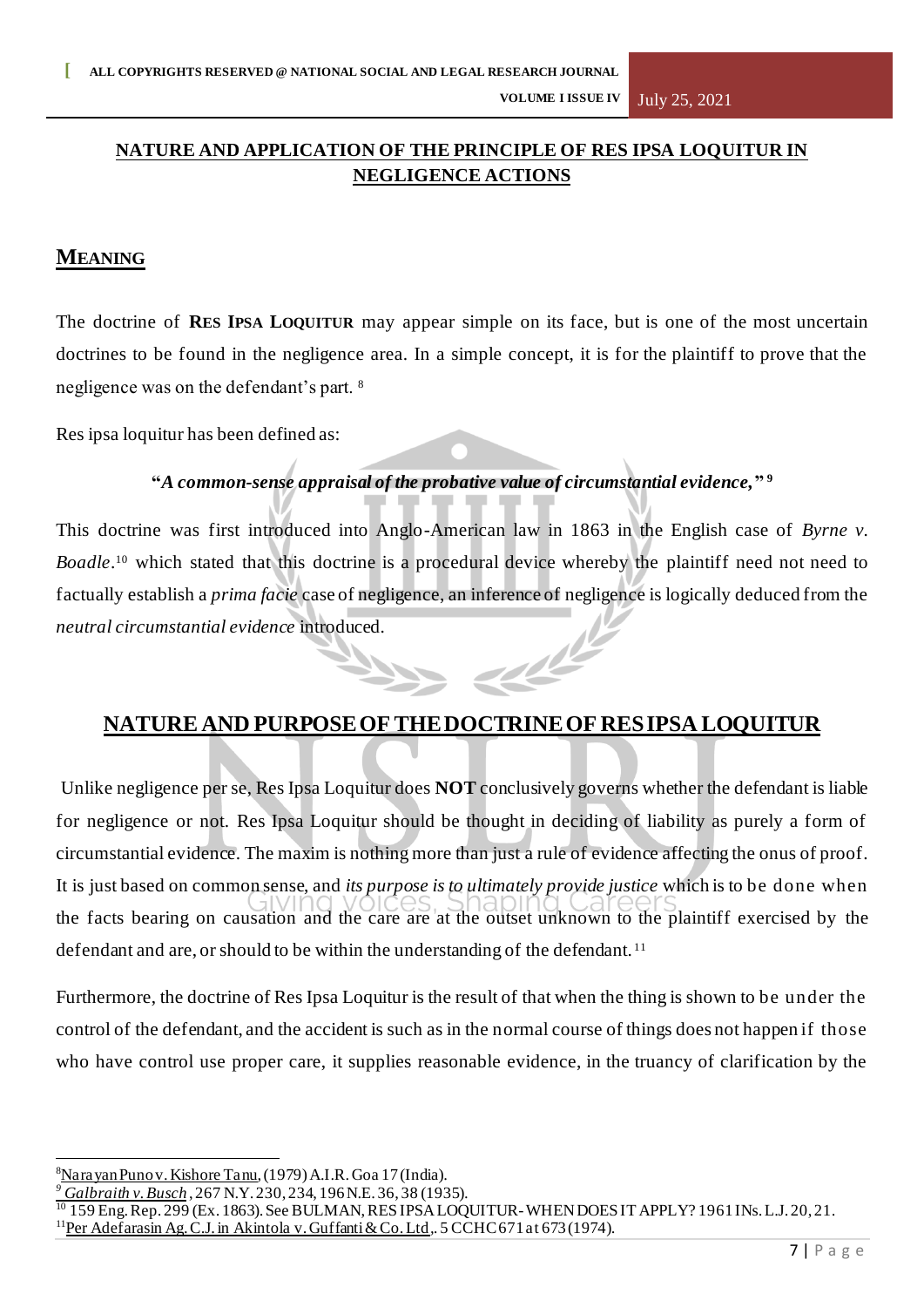## NATURE AND APPLICATION OF THE PRINCIPLE OF RES IPSA LOQUITUR IN NEGLIGENCE ACTIONS

## MEANING

The doctrine of **RES IPSA LOQUITUR** may appear simple on its face, but is one of the most uncertain doctrines to be found in the negligence area. In a simple concept, it is for the plaintiff to prove that the negligence was on the defendant's part. [8]

Res ipsa loquitur has been defined as:

**"*A common-sense appraisal of the probative value of circumstantial evidence,*" [9]**

This doctrine was first introduced into Anglo-American law in 1863 in the English case of *Byrne v. Boadle*.[10] which stated that this doctrine is a procedural device whereby the plaintiff need not need to factually establish a *prima facie* case of negligence, an inference of negligence is logically deduced from the *neutral circumstantial evidence* introduced.

## NATURE AND PURPOSE OF THE DOCTRINE OF RES IPSA LOQUITUR

Unlike negligence per se, Res Ipsa Loquitur does **NOT** conclusively governs whether the defendant is liable for negligence or not. Res Ipsa Loquitur should be thought in deciding of liability as purely a form of circumstantial evidence. The maxim is nothing more than just a rule of evidence affecting the onus of proof. It is just based on common sense, and *its purpose is to ultimately provide justice* which is to be done when the facts bearing on causation and the care are at the outset unknown to the plaintiff exercised by the defendant and are, or should to be within the understanding of the defendant. [11]

Furthermore, the doctrine of Res Ipsa Loquitur is the result of that when the thing is shown to be under the control of the defendant, and the accident is such as in the normal course of things does not happen if those who have control use proper care, it supplies reasonable evidence, in the truancy of clarification by the

---

[8] Narayan Puno v. Kishore Tanu, (1979) A.I.R. Goa 17 (India).

[9] *Galbraith v. Busch*, 267 N.Y. 230, 234, 196 N.E. 36, 38 (1935).

[10] 159 Eng. Rep. 299 (Ex. 1863). See BULMAN, RES IPSA LOQUITUR- WHEN DOES IT APPLY? 1961 INs. L.J. 20, 21.

[11] Per Adefarasin Ag. C.J. in Akintola v. Guffanti & Co. Ltd., 5 CCHC 671 at 673 (1974).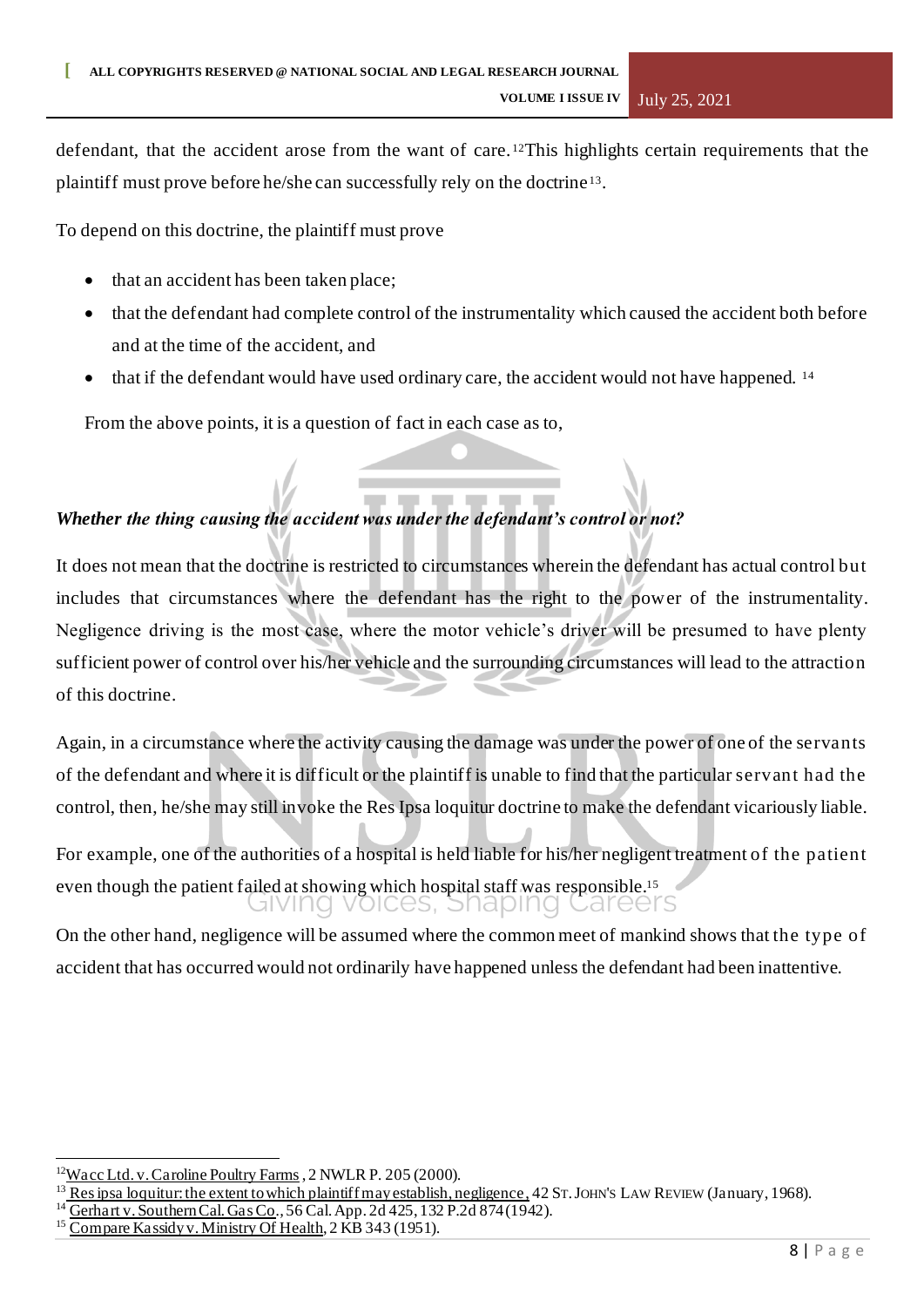defendant, that the accident arose from the want of care.[12] This highlights certain requirements that the plaintiff must prove before he/she can successfully rely on the doctrine[13].

To depend on this doctrine, the plaintiff must prove

- that an accident has been taken place;
- that the defendant had complete control of the instrumentality which caused the accident both before and at the time of the accident, and
- that if the defendant would have used ordinary care, the accident would not have happened. [14]

From the above points, it is a question of fact in each case as to,

***Whether the thing causing the accident was under the defendant's control or not?***

It does not mean that the doctrine is restricted to circumstances wherein the defendant has actual control but includes that circumstances where the defendant has the right to the power of the instrumentality. Negligence driving is the most case, where the motor vehicle's driver will be presumed to have plenty sufficient power of control over his/her vehicle and the surrounding circumstances will lead to the attraction of this doctrine.

Again, in a circumstance where the activity causing the damage was under the power of one of the servants of the defendant and where it is difficult or the plaintiff is unable to find that the particular servant had the control, then, he/she may still invoke the Res Ipsa loquitur doctrine to make the defendant vicariously liable.

For example, one of the authorities of a hospital is held liable for his/her negligent treatment of the patient even though the patient failed at showing which hospital staff was responsible.[15]

On the other hand, negligence will be assumed where the common meet of mankind shows that the type of accident that has occurred would not ordinarily have happened unless the defendant had been inattentive.

---

[12] Wacc Ltd. v. Caroline Poultry Farms, 2 NWLR P. 205 (2000).

[13] Res ipsa loquitur: the extent to which plaintiff may establish, negligence, 42 ST. JOHN'S LAW REVIEW (January, 1968).

[14] Gerhart v. Southern Cal. Gas Co., 56 Cal. App. 2d 425, 132 P.2d 874 (1942).

[15] Compare Kassidy v. Ministry Of Health, 2 KB 343 (1951).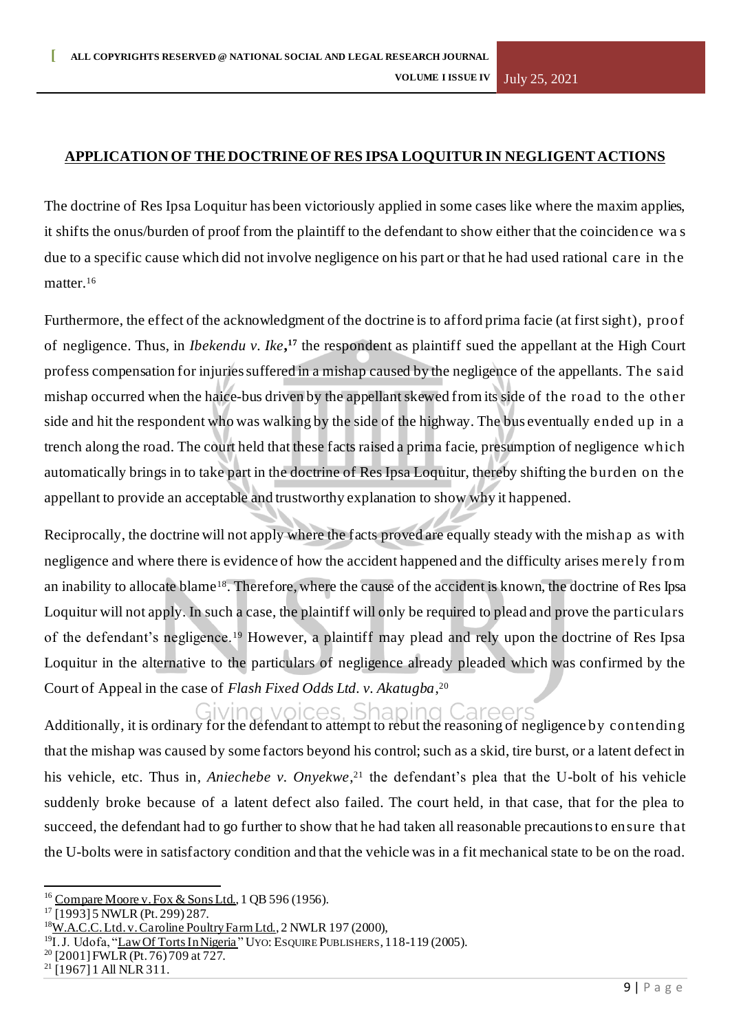**APPLICATION OF THE DOCTRINE OF RES IPSA LOQUITUR IN NEGLIGENT ACTIONS**

The doctrine of Res Ipsa Loquitur has been victoriously applied in some cases like where the maxim applies, it shifts the onus/burden of proof from the plaintiff to the defendant to show either that the coincidence was due to a specific cause which did not involve negligence on his part or that he had used rational care in the matter.[16]

Furthermore, the effect of the acknowledgment of the doctrine is to afford prima facie (at first sight), proof of negligence. Thus, in *Ibekendu v. Ike*,[17] the respondent as plaintiff sued the appellant at the High Court profess compensation for injuries suffered in a mishap caused by the negligence of the appellants. The said mishap occurred when the haice-bus driven by the appellant skewed from its side of the road to the other side and hit the respondent who was walking by the side of the highway. The bus eventually ended up in a trench along the road. The court held that these facts raised a prima facie, presumption of negligence which automatically brings in to take part in the doctrine of Res Ipsa Loquitur, thereby shifting the burden on the appellant to provide an acceptable and trustworthy explanation to show why it happened.

Reciprocally, the doctrine will not apply where the facts proved are equally steady with the mishap as with negligence and where there is evidence of how the accident happened and the difficulty arises merely from an inability to allocate blame[18]. Therefore, where the cause of the accident is known, the doctrine of Res Ipsa Loquitur will not apply. In such a case, the plaintiff will only be required to plead and prove the particulars of the defendant's negligence.[19] However, a plaintiff may plead and rely upon the doctrine of Res Ipsa Loquitur in the alternative to the particulars of negligence already pleaded which was confirmed by the Court of Appeal in the case of *Flash Fixed Odds Ltd. v. Akatugba*,[20]

Additionally, it is ordinary for the defendant to attempt to rebut the reasoning of negligence by contending that the mishap was caused by some factors beyond his control; such as a skid, tire burst, or a latent defect in his vehicle, etc. Thus in, *Aniechebe v. Onyekwe*,[21] the defendant's plea that the U-bolt of his vehicle suddenly broke because of a latent defect also failed. The court held, in that case, that for the plea to succeed, the defendant had to go further to show that he had taken all reasonable precautions to ensure that the U-bolts were in satisfactory condition and that the vehicle was in a fit mechanical state to be on the road.

---

[16] Compare Moore v. Fox & Sons Ltd., 1 QB 596 (1956).

[17] [1993] 5 NWLR (Pt. 299) 287.

[18] W.A.C.C. Ltd. v. Caroline Poultry Farm Ltd., 2 NWLR 197 (2000),

[19] I. J. Udofa, "Law Of Torts In Nigeria" UYO: ESQUIRE PUBLISHERS, 118-119 (2005).

[20] [2001] FWLR (Pt. 76) 709 at 727.

[21] [1967] 1 All NLR 311.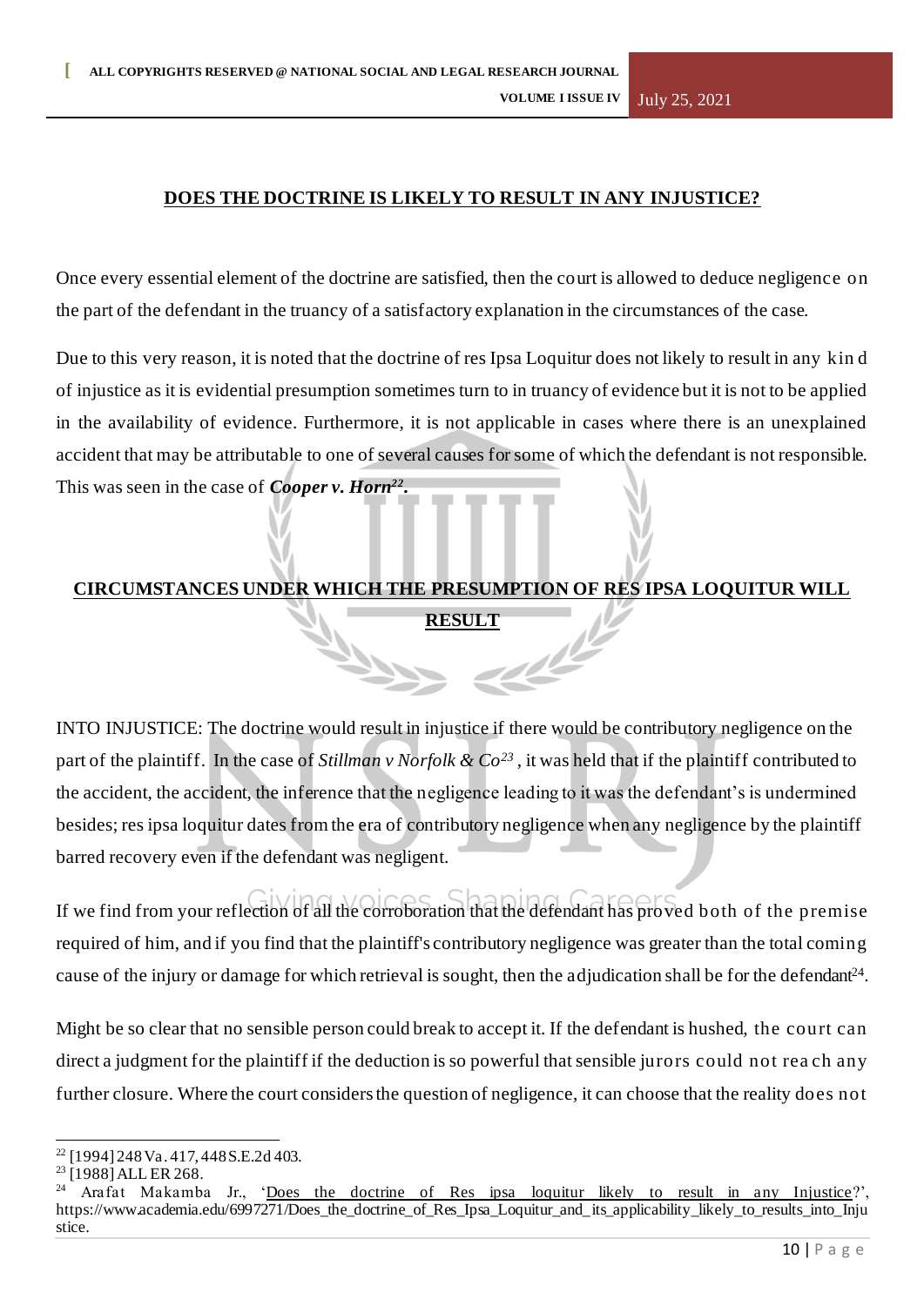## DOES THE DOCTRINE IS LIKELY TO RESULT IN ANY INJUSTICE?

Once every essential element of the doctrine are satisfied, then the court is allowed to deduce negligence on the part of the defendant in the truancy of a satisfactory explanation in the circumstances of the case.

Due to this very reason, it is noted that the doctrine of res Ipsa Loquitur does not likely to result in any kind of injustice as it is evidential presumption sometimes turn to in truancy of evidence but it is not to be applied in the availability of evidence. Furthermore, it is not applicable in cases where there is an unexplained accident that may be attributable to one of several causes for some of which the defendant is not responsible. This was seen in the case of ***Cooper v. Horn***[22]**.**

## CIRCUMSTANCES UNDER WHICH THE PRESUMPTION OF RES IPSA LOQUITUR WILL RESULT

INTO INJUSTICE: The doctrine would result in injustice if there would be contributory negligence on the part of the plaintiff. In the case of *Stillman v Norfolk & Co*[23], it was held that if the plaintiff contributed to the accident, the accident, the inference that the negligence leading to it was the defendant's is undermined besides; res ipsa loquitur dates from the era of contributory negligence when any negligence by the plaintiff barred recovery even if the defendant was negligent.

If we find from your reflection of all the corroboration that the defendant has proved both of the premise required of him, and if you find that the plaintiff's contributory negligence was greater than the total coming cause of the injury or damage for which retrieval is sought, then the adjudication shall be for the defendant[24].

Might be so clear that no sensible person could break to accept it. If the defendant is hushed, the court can direct a judgment for the plaintiff if the deduction is so powerful that sensible jurors could not reach any further closure. Where the court considers the question of negligence, it can choose that the reality does not

---

[22] [1994] 248 Va. 417, 448 S.E.2d 403.

[23] [1988] ALL ER 268.

[24] Arafat Makamba Jr., 'Does the doctrine of Res ipsa loquitur likely to result in any Injustice?', https://www.academia.edu/6997271/Does_the_doctrine_of_Res_Ipsa_Loquitur_and_its_applicability_likely_to_results_into_Injustice.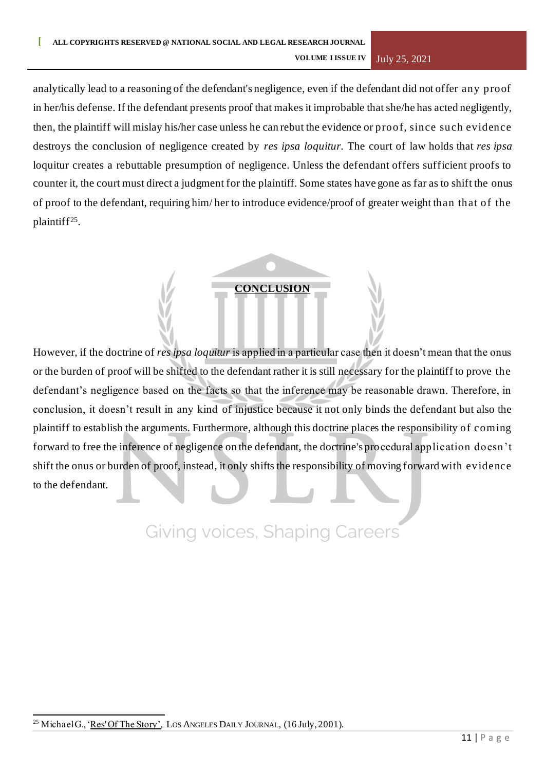analytically lead to a reasoning of the defendant's negligence, even if the defendant did not offer any proof in her/his defense. If the defendant presents proof that makes it improbable that she/he has acted negligently, then, the plaintiff will mislay his/her case unless he can rebut the evidence or proof, since such evidence destroys the conclusion of negligence created by *res ipsa loquitur*. The court of law holds that *res ipsa* loquitur creates a rebuttable presumption of negligence. Unless the defendant offers sufficient proofs to counter it, the court must direct a judgment for the plaintiff. Some states have gone as far as to shift the onus of proof to the defendant, requiring him/ her to introduce evidence/proof of greater weight than that of the plaintiff[25].

## CONCLUSION

However, if the doctrine of *res ipsa loquitur* is applied in a particular case then it doesn't mean that the onus or the burden of proof will be shifted to the defendant rather it is still necessary for the plaintiff to prove the defendant's negligence based on the facts so that the inference may be reasonable drawn. Therefore, in conclusion, it doesn't result in any kind of injustice because it not only binds the defendant but also the plaintiff to establish the arguments. Furthermore, although this doctrine places the responsibility of coming forward to free the inference of negligence on the defendant, the doctrine's procedural application doesn't shift the onus or burden of proof, instead, it only shifts the responsibility of moving forward with evidence to the defendant.

---

[25] Michael G., 'Res' Of The Story', LOS ANGELES DAILY JOURNAL, (16 July, 2001).